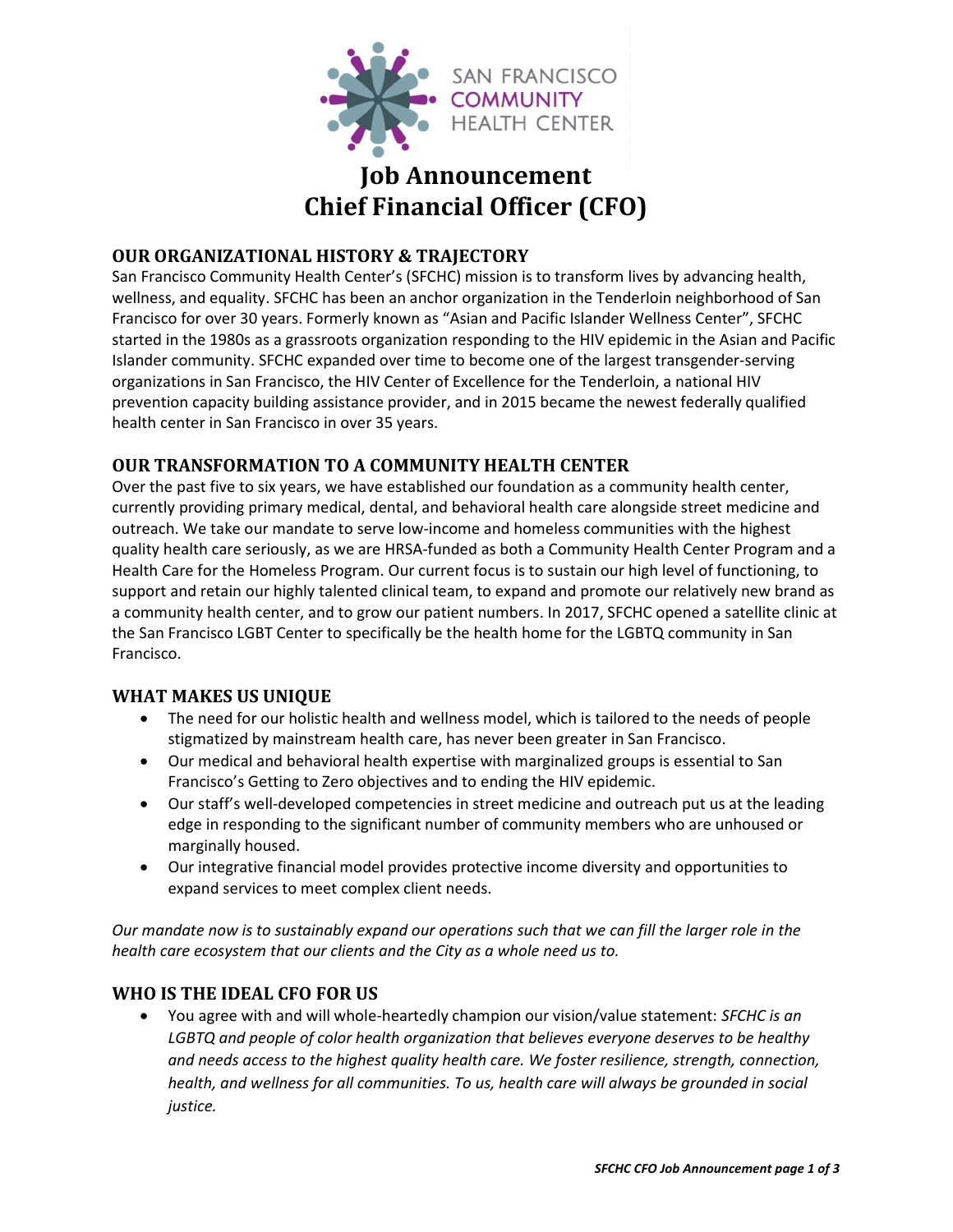SAN FRANCISCO COMMUNITY HEALTH CENTER

# Job Announcement
# Chief Financial Officer (CFO)

## OUR ORGANIZATIONAL HISTORY & TRAJECTORY

San Francisco Community Health Center's (SFCHC) mission is to transform lives by advancing health, wellness, and equality. SFCHC has been an anchor organization in the Tenderloin neighborhood of San Francisco for over 30 years. Formerly known as "Asian and Pacific Islander Wellness Center", SFCHC started in the 1980s as a grassroots organization responding to the HIV epidemic in the Asian and Pacific Islander community. SFCHC expanded over time to become one of the largest transgender-serving organizations in San Francisco, the HIV Center of Excellence for the Tenderloin, a national HIV prevention capacity building assistance provider, and in 2015 became the newest federally qualified health center in San Francisco in over 35 years.

## OUR TRANSFORMATION TO A COMMUNITY HEALTH CENTER

Over the past five to six years, we have established our foundation as a community health center, currently providing primary medical, dental, and behavioral health care alongside street medicine and outreach. We take our mandate to serve low-income and homeless communities with the highest quality health care seriously, as we are HRSA-funded as both a Community Health Center Program and a Health Care for the Homeless Program. Our current focus is to sustain our high level of functioning, to support and retain our highly talented clinical team, to expand and promote our relatively new brand as a community health center, and to grow our patient numbers. In 2017, SFCHC opened a satellite clinic at the San Francisco LGBT Center to specifically be the health home for the LGBTQ community in San Francisco.

## WHAT MAKES US UNIQUE

- The need for our holistic health and wellness model, which is tailored to the needs of people stigmatized by mainstream health care, has never been greater in San Francisco.
- Our medical and behavioral health expertise with marginalized groups is essential to San Francisco's Getting to Zero objectives and to ending the HIV epidemic.
- Our staff's well-developed competencies in street medicine and outreach put us at the leading edge in responding to the significant number of community members who are unhoused or marginally housed.
- Our integrative financial model provides protective income diversity and opportunities to expand services to meet complex client needs.

*Our mandate now is to sustainably expand our operations such that we can fill the larger role in the health care ecosystem that our clients and the City as a whole need us to.*

## WHO IS THE IDEAL CFO FOR US

- You agree with and will whole-heartedly champion our vision/value statement: *SFCHC is an LGBTQ and people of color health organization that believes everyone deserves to be healthy and needs access to the highest quality health care. We foster resilience, strength, connection, health, and wellness for all communities. To us, health care will always be grounded in social justice.*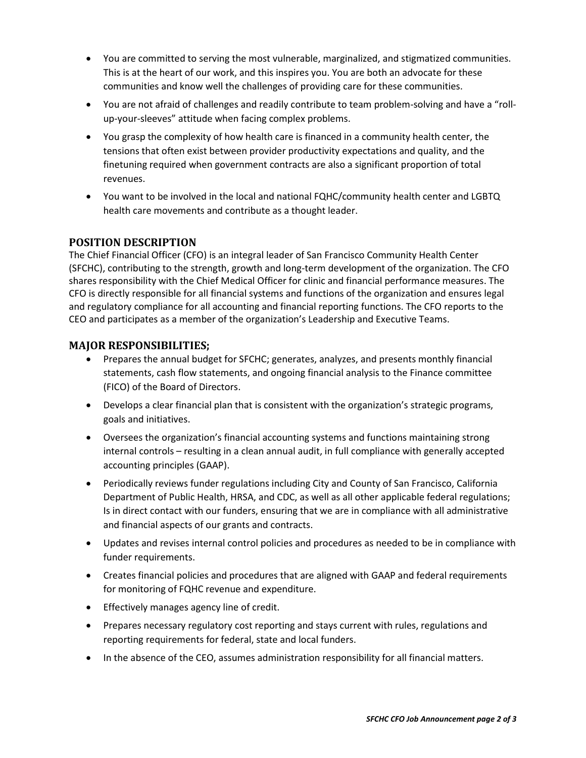- You are committed to serving the most vulnerable, marginalized, and stigmatized communities. This is at the heart of our work, and this inspires you. You are both an advocate for these communities and know well the challenges of providing care for these communities.
- You are not afraid of challenges and readily contribute to team problem-solving and have a "roll-up-your-sleeves" attitude when facing complex problems.
- You grasp the complexity of how health care is financed in a community health center, the tensions that often exist between provider productivity expectations and quality, and the finetuning required when government contracts are also a significant proportion of total revenues.
- You want to be involved in the local and national FQHC/community health center and LGBTQ health care movements and contribute as a thought leader.

## POSITION DESCRIPTION

The Chief Financial Officer (CFO) is an integral leader of San Francisco Community Health Center (SFCHC), contributing to the strength, growth and long-term development of the organization. The CFO shares responsibility with the Chief Medical Officer for clinic and financial performance measures. The CFO is directly responsible for all financial systems and functions of the organization and ensures legal and regulatory compliance for all accounting and financial reporting functions. The CFO reports to the CEO and participates as a member of the organization's Leadership and Executive Teams.

## MAJOR RESPONSIBILITIES;

- Prepares the annual budget for SFCHC; generates, analyzes, and presents monthly financial statements, cash flow statements, and ongoing financial analysis to the Finance committee (FICO) of the Board of Directors.
- Develops a clear financial plan that is consistent with the organization's strategic programs, goals and initiatives.
- Oversees the organization's financial accounting systems and functions maintaining strong internal controls – resulting in a clean annual audit, in full compliance with generally accepted accounting principles (GAAP).
- Periodically reviews funder regulations including City and County of San Francisco, California Department of Public Health, HRSA, and CDC, as well as all other applicable federal regulations; Is in direct contact with our funders, ensuring that we are in compliance with all administrative and financial aspects of our grants and contracts.
- Updates and revises internal control policies and procedures as needed to be in compliance with funder requirements.
- Creates financial policies and procedures that are aligned with GAAP and federal requirements for monitoring of FQHC revenue and expenditure.
- Effectively manages agency line of credit.
- Prepares necessary regulatory cost reporting and stays current with rules, regulations and reporting requirements for federal, state and local funders.
- In the absence of the CEO, assumes administration responsibility for all financial matters.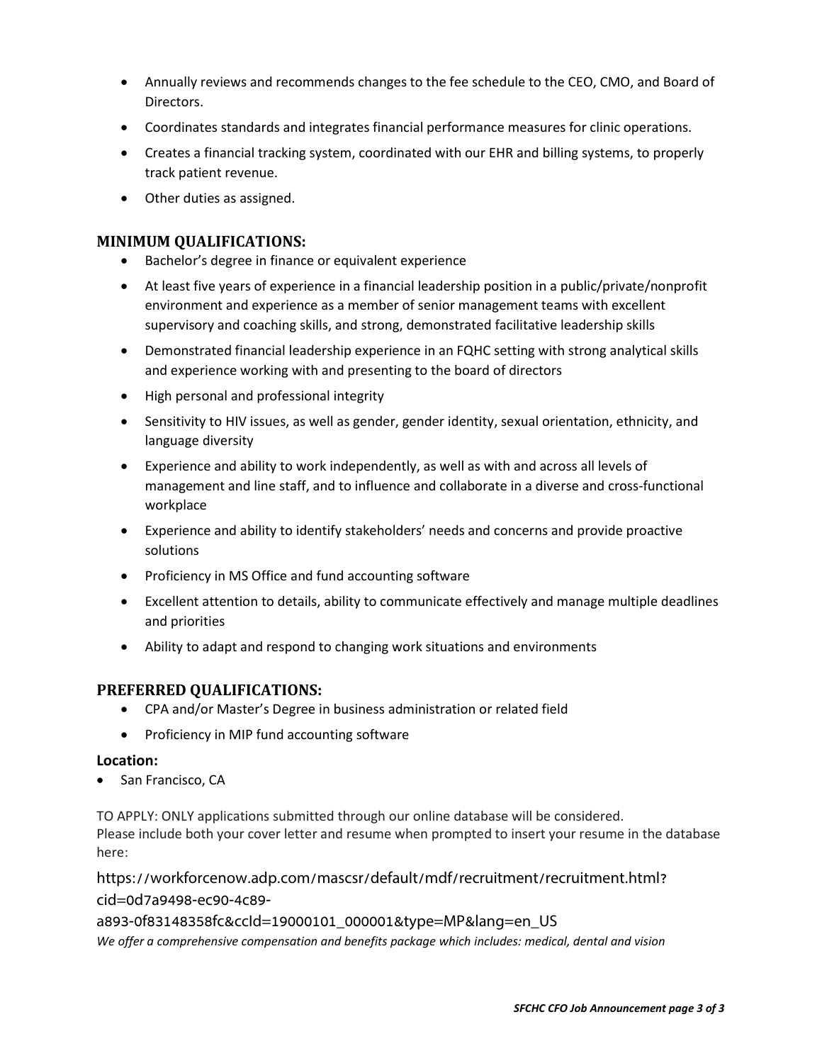- Annually reviews and recommends changes to the fee schedule to the CEO, CMO, and Board of Directors.
- Coordinates standards and integrates financial performance measures for clinic operations.
- Creates a financial tracking system, coordinated with our EHR and billing systems, to properly track patient revenue.
- Other duties as assigned.

## MINIMUM QUALIFICATIONS:

- Bachelor's degree in finance or equivalent experience
- At least five years of experience in a financial leadership position in a public/private/nonprofit environment and experience as a member of senior management teams with excellent supervisory and coaching skills, and strong, demonstrated facilitative leadership skills
- Demonstrated financial leadership experience in an FQHC setting with strong analytical skills and experience working with and presenting to the board of directors
- High personal and professional integrity
- Sensitivity to HIV issues, as well as gender, gender identity, sexual orientation, ethnicity, and language diversity
- Experience and ability to work independently, as well as with and across all levels of management and line staff, and to influence and collaborate in a diverse and cross-functional workplace
- Experience and ability to identify stakeholders' needs and concerns and provide proactive solutions
- Proficiency in MS Office and fund accounting software
- Excellent attention to details, ability to communicate effectively and manage multiple deadlines and priorities
- Ability to adapt and respond to changing work situations and environments

## PREFERRED QUALIFICATIONS:

- CPA and/or Master's Degree in business administration or related field
- Proficiency in MIP fund accounting software

**Location:**

- San Francisco, CA

TO APPLY: ONLY applications submitted through our online database will be considered.
Please include both your cover letter and resume when prompted to insert your resume in the database here:

https://workforcenow.adp.com/mascsr/default/mdf/recruitment/recruitment.html?cid=0d7a9498-ec90-4c89-a893-0f83148358fc&ccId=19000101_000001&type=MP&lang=en_US

*We offer a comprehensive compensation and benefits package which includes: medical, dental and vision*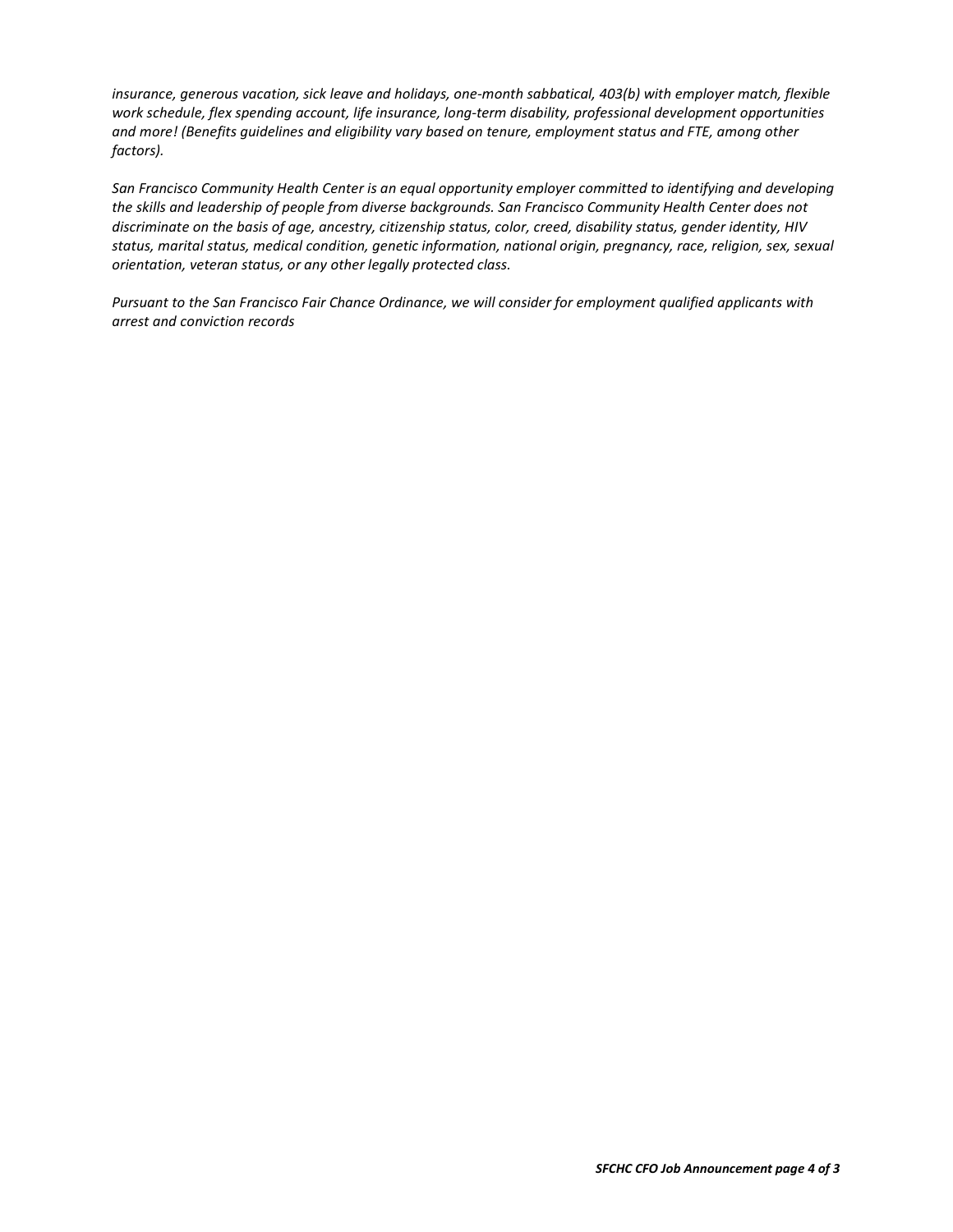*insurance, generous vacation, sick leave and holidays, one-month sabbatical, 403(b) with employer match, flexible work schedule, flex spending account, life insurance, long-term disability, professional development opportunities and more! (Benefits guidelines and eligibility vary based on tenure, employment status and FTE, among other factors).*

*San Francisco Community Health Center is an equal opportunity employer committed to identifying and developing the skills and leadership of people from diverse backgrounds. San Francisco Community Health Center does not discriminate on the basis of age, ancestry, citizenship status, color, creed, disability status, gender identity, HIV status, marital status, medical condition, genetic information, national origin, pregnancy, race, religion, sex, sexual orientation, veteran status, or any other legally protected class.*

*Pursuant to the San Francisco Fair Chance Ordinance, we will consider for employment qualified applicants with arrest and conviction records*